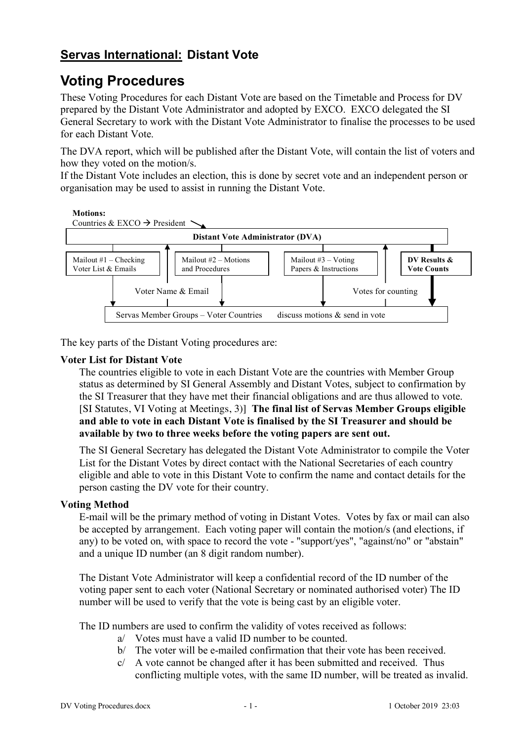## **Servas International:** Distant Vote

# Voting Procedures

These Voting Procedures for each Distant Vote are based on the Timetable and Process for DV prepared by the Distant Vote Administrator and adopted by EXCO. EXCO delegated the SI General Secretary to work with the Distant Vote Administrator to finalise the processes to be used for each Distant Vote.

The DVA report, which will be published after the Distant Vote, will contain the list of voters and how they voted on the motion/s.

If the Distant Vote includes an election, this is done by secret vote and an independent person or organisation may be used to assist in running the Distant Vote.

**Motions:**
Countries & EXCO → President

**Distant Vote Administrator (DVA)**

Mailout #1 – Checking Voter List & Emails | Mailout #2 – Motions and Procedures | Mailout #3 – Voting Papers & Instructions | **DV Results & Vote Counts**

Voter Name & Email | Votes for counting

Servas Member Groups – Voter Countries discuss motions & send in vote

The key parts of the Distant Voting procedures are:

**Voter List for Distant Vote**

The countries eligible to vote in each Distant Vote are the countries with Member Group status as determined by SI General Assembly and Distant Votes, subject to confirmation by the SI Treasurer that they have met their financial obligations and are thus allowed to vote. [SI Statutes, VI Voting at Meetings, 3)] **The final list of Servas Member Groups eligible and able to vote in each Distant Vote is finalised by the SI Treasurer and should be available by two to three weeks before the voting papers are sent out.**

The SI General Secretary has delegated the Distant Vote Administrator to compile the Voter List for the Distant Votes by direct contact with the National Secretaries of each country eligible and able to vote in this Distant Vote to confirm the name and contact details for the person casting the DV vote for their country.

**Voting Method**

E-mail will be the primary method of voting in Distant Votes. Votes by fax or mail can also be accepted by arrangement. Each voting paper will contain the motion/s (and elections, if any) to be voted on, with space to record the vote - "support/yes", "against/no" or "abstain" and a unique ID number (an 8 digit random number).

The Distant Vote Administrator will keep a confidential record of the ID number of the voting paper sent to each voter (National Secretary or nominated authorised voter) The ID number will be used to verify that the vote is being cast by an eligible voter.

The ID numbers are used to confirm the validity of votes received as follows:

a/ Votes must have a valid ID number to be counted.

b/ The voter will be e-mailed confirmation that their vote has been received.

c/ A vote cannot be changed after it has been submitted and received. Thus conflicting multiple votes, with the same ID number, will be treated as invalid.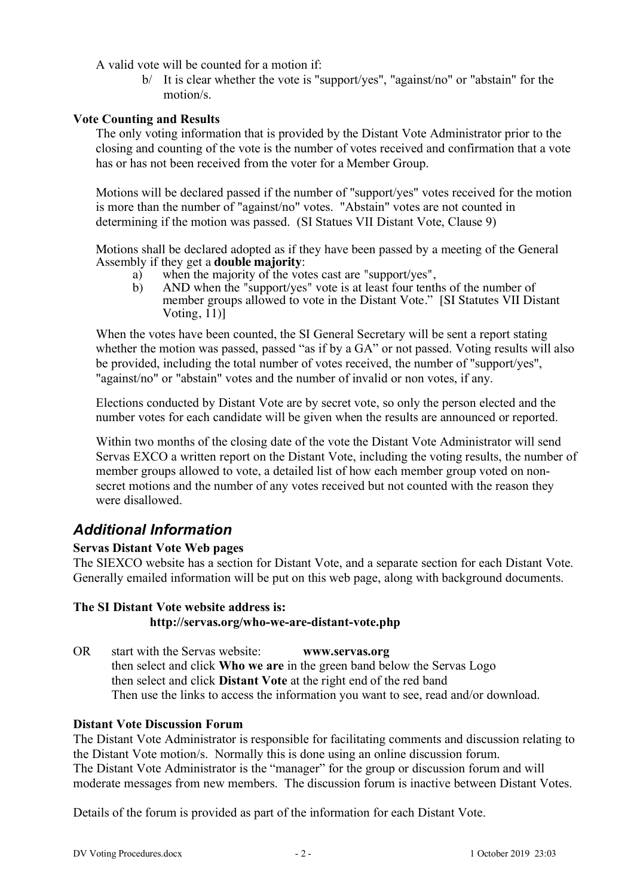A valid vote will be counted for a motion if:

b/ It is clear whether the vote is "support/yes", "against/no" or "abstain" for the motion/s.

**Vote Counting and Results**

The only voting information that is provided by the Distant Vote Administrator prior to the closing and counting of the vote is the number of votes received and confirmation that a vote has or has not been received from the voter for a Member Group.

Motions will be declared passed if the number of "support/yes" votes received for the motion is more than the number of "against/no" votes. "Abstain" votes are not counted in determining if the motion was passed. (SI Statues VII Distant Vote, Clause 9)

Motions shall be declared adopted as if they have been passed by a meeting of the General Assembly if they get a **double majority**:

a) when the majority of the votes cast are "support/yes",
b) AND when the "support/yes" vote is at least four tenths of the number of member groups allowed to vote in the Distant Vote." [SI Statutes VII Distant Voting, 11)]

When the votes have been counted, the SI General Secretary will be sent a report stating whether the motion was passed, passed "as if by a GA" or not passed. Voting results will also be provided, including the total number of votes received, the number of "support/yes", "against/no" or "abstain" votes and the number of invalid or non votes, if any.

Elections conducted by Distant Vote are by secret vote, so only the person elected and the number votes for each candidate will be given when the results are announced or reported.

Within two months of the closing date of the vote the Distant Vote Administrator will send Servas EXCO a written report on the Distant Vote, including the voting results, the number of member groups allowed to vote, a detailed list of how each member group voted on non-secret motions and the number of any votes received but not counted with the reason they were disallowed.

## *Additional Information*

**Servas Distant Vote Web pages**

The SIEXCO website has a section for Distant Vote, and a separate section for each Distant Vote. Generally emailed information will be put on this web page, along with background documents.

**The SI Distant Vote website address is:**
**http://servas.org/who-we-are-distant-vote.php**

OR start with the Servas website: **www.servas.org**
then select and click **Who we are** in the green band below the Servas Logo
then select and click **Distant Vote** at the right end of the red band
Then use the links to access the information you want to see, read and/or download.

**Distant Vote Discussion Forum**

The Distant Vote Administrator is responsible for facilitating comments and discussion relating to the Distant Vote motion/s. Normally this is done using an online discussion forum.
The Distant Vote Administrator is the "manager" for the group or discussion forum and will moderate messages from new members. The discussion forum is inactive between Distant Votes.

Details of the forum is provided as part of the information for each Distant Vote.